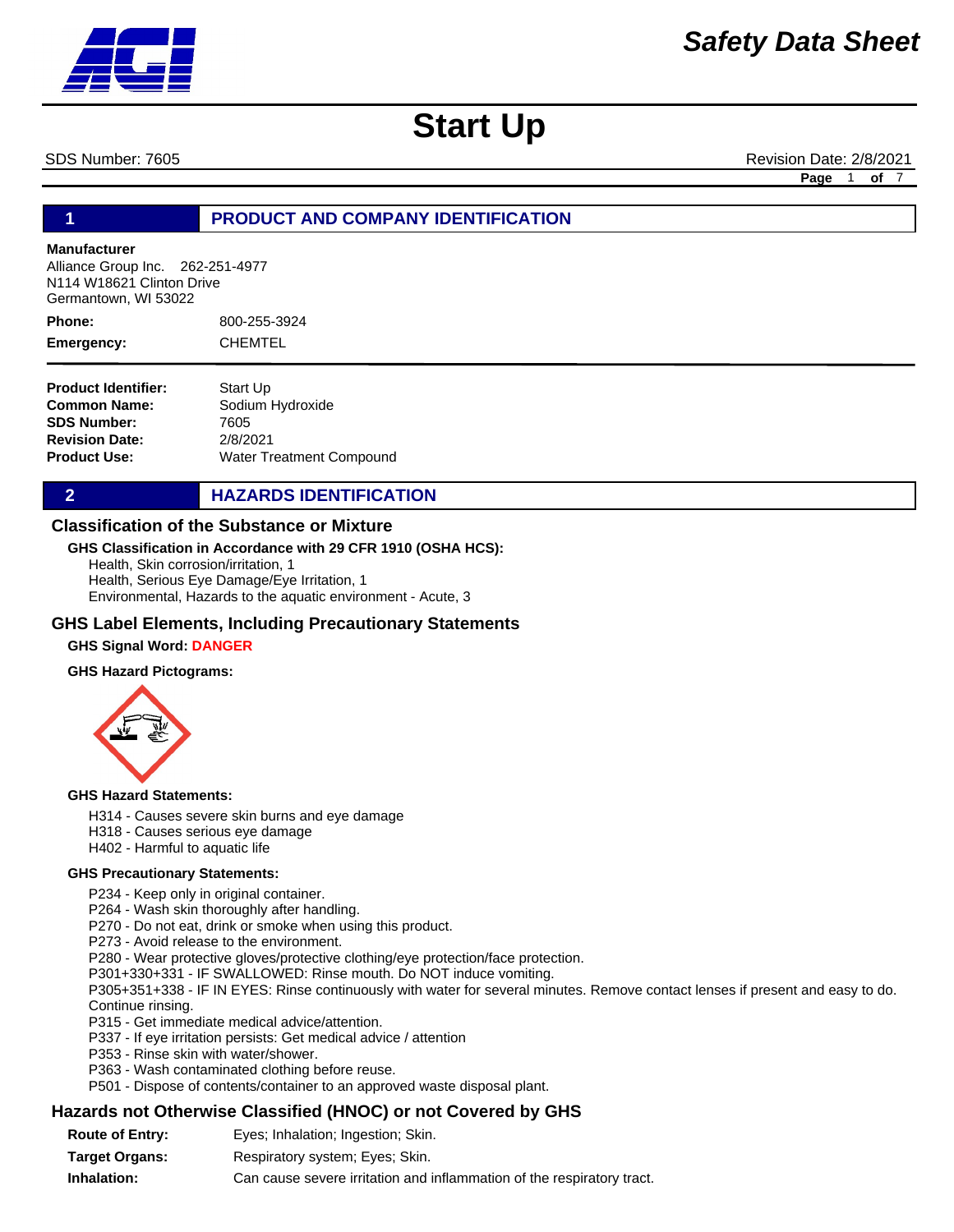# Safety Data Sheet

# Start Up

SDS Number: 7605 Revision Date: 2/8/2021

## 1 PRODUCT AND COMPANY IDENTIFICATION

**Manufacturer**
Alliance Group Inc. 262-251-4977
N114 W18621 Clinton Drive
Germantown, WI 53022

**Phone:** 800-255-3924

**Emergency:** CHEMTEL

**Product Identifier:** Start Up
**Common Name:** Sodium Hydroxide
**SDS Number:** 7605
**Revision Date:** 2/8/2021
**Product Use:** Water Treatment Compound

## 2 HAZARDS IDENTIFICATION

### Classification of the Substance or Mixture

**GHS Classification in Accordance with 29 CFR 1910 (OSHA HCS):**

Health, Skin corrosion/irritation, 1
Health, Serious Eye Damage/Eye Irritation, 1
Environmental, Hazards to the aquatic environment - Acute, 3

### GHS Label Elements, Including Precautionary Statements

**GHS Signal Word:** **DANGER**

**GHS Hazard Pictograms:**

**GHS Hazard Statements:**

H314 - Causes severe skin burns and eye damage
H318 - Causes serious eye damage
H402 - Harmful to aquatic life

**GHS Precautionary Statements:**

P234 - Keep only in original container.
P264 - Wash skin thoroughly after handling.
P270 - Do not eat, drink or smoke when using this product.
P273 - Avoid release to the environment.
P280 - Wear protective gloves/protective clothing/eye protection/face protection.
P301+330+331 - IF SWALLOWED: Rinse mouth. Do NOT induce vomiting.
P305+351+338 - IF IN EYES: Rinse continuously with water for several minutes. Remove contact lenses if present and easy to do. Continue rinsing.
P315 - Get immediate medical advice/attention.
P337 - If eye irritation persists: Get medical advice / attention
P353 - Rinse skin with water/shower.
P363 - Wash contaminated clothing before reuse.
P501 - Dispose of contents/container to an approved waste disposal plant.

### Hazards not Otherwise Classified (HNOC) or not Covered by GHS

**Route of Entry:** Eyes; Inhalation; Ingestion; Skin.

**Target Organs:** Respiratory system; Eyes; Skin.

**Inhalation:** Can cause severe irritation and inflammation of the respiratory tract.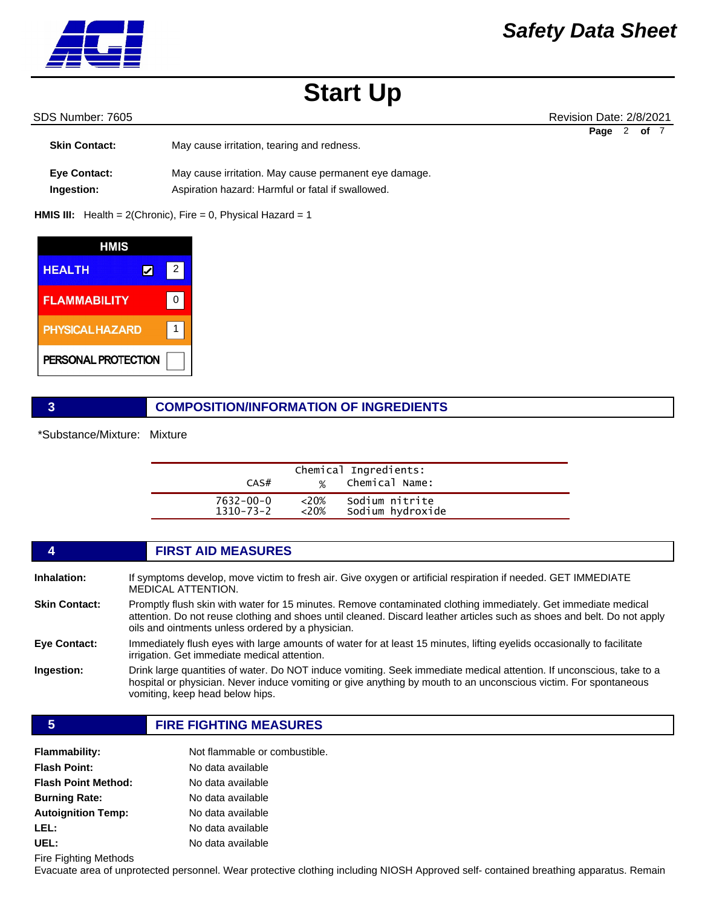**Skin Contact:** May cause irritation, tearing and redness.

**Eye Contact:** May cause irritation. May cause permanent eye damage.

**Ingestion:** Aspiration hazard: Harmful or fatal if swallowed.

**HMIS III:** Health = 2(Chronic), Fire = 0, Physical Hazard = 1

| HMIS | |
|---|---|
| HEALTH ☑ | 2 |
| FLAMMABILITY | 0 |
| PHYSICAL HAZARD | 1 |
| PERSONAL PROTECTION | |

## 3 COMPOSITION/INFORMATION OF INGREDIENTS

*Substance/Mixture: Mixture

| CAS# | % | Chemical Name: |
|---|---|---|
| 7632-00-0 | <20% | Sodium nitrite |
| 1310-73-2 | <20% | Sodium hydroxide |

## 4 FIRST AID MEASURES

**Inhalation:** If symptoms develop, move victim to fresh air. Give oxygen or artificial respiration if needed. GET IMMEDIATE MEDICAL ATTENTION.

**Skin Contact:** Promptly flush skin with water for 15 minutes. Remove contaminated clothing immediately. Get immediate medical attention. Do not reuse clothing and shoes until cleaned. Discard leather articles such as shoes and belt. Do not apply oils and ointments unless ordered by a physician.

**Eye Contact:** Immediately flush eyes with large amounts of water for at least 15 minutes, lifting eyelids occasionally to facilitate irrigation. Get immediate medical attention.

**Ingestion:** Drink large quantities of water. Do NOT induce vomiting. Seek immediate medical attention. If unconscious, take to a hospital or physician. Never induce vomiting or give anything by mouth to an unconscious victim. For spontaneous vomiting, keep head below hips.

## 5 FIRE FIGHTING MEASURES

**Flammability:** Not flammable or combustible.

**Flash Point:** No data available

**Flash Point Method:** No data available

**Burning Rate:** No data available

**Autoignition Temp:** No data available

**LEL:** No data available

**UEL:** No data available

Fire Fighting Methods

Evacuate area of unprotected personnel. Wear protective clothing including NIOSH Approved self- contained breathing apparatus. Remain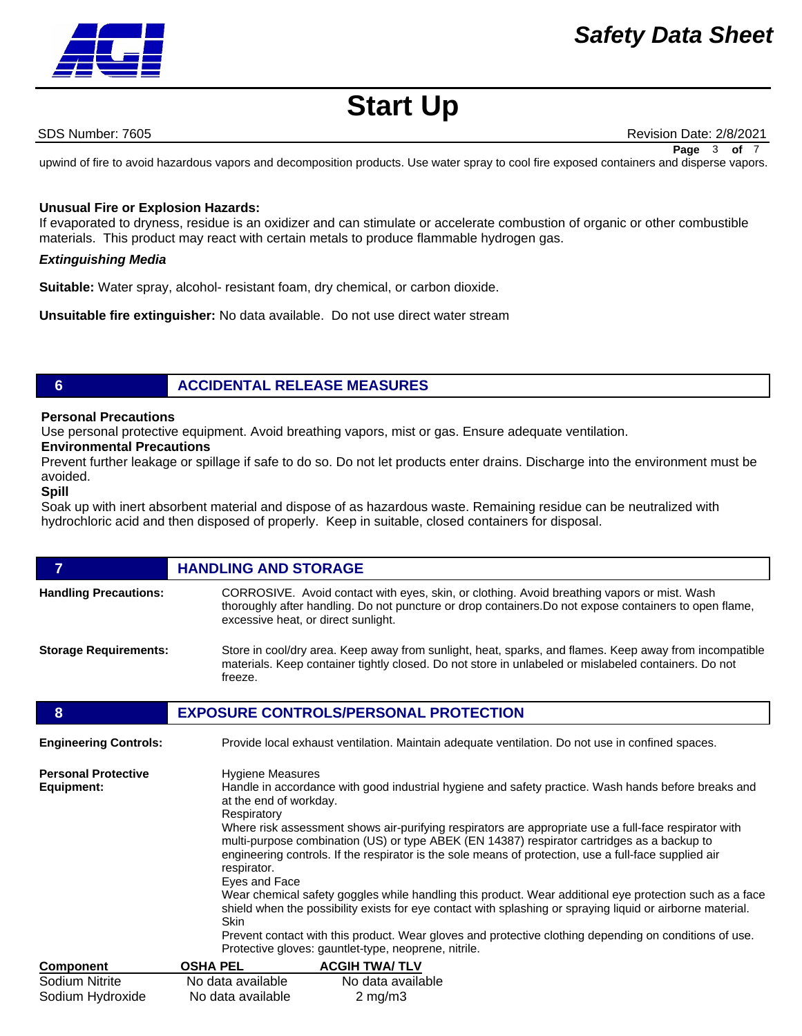upwind of fire to avoid hazardous vapors and decomposition products. Use water spray to cool fire exposed containers and disperse vapors.

**Unusual Fire or Explosion Hazards:**
If evaporated to dryness, residue is an oxidizer and can stimulate or accelerate combustion of organic or other combustible materials. This product may react with certain metals to produce flammable hydrogen gas.

***Extinguishing Media***

**Suitable:** Water spray, alcohol- resistant foam, dry chemical, or carbon dioxide.

**Unsuitable fire extinguisher:** No data available. Do not use direct water stream

## 6 ACCIDENTAL RELEASE MEASURES

**Personal Precautions**
Use personal protective equipment. Avoid breathing vapors, mist or gas. Ensure adequate ventilation.

**Environmental Precautions**
Prevent further leakage or spillage if safe to do so. Do not let products enter drains. Discharge into the environment must be avoided.

**Spill**
Soak up with inert absorbent material and dispose of as hazardous waste. Remaining residue can be neutralized with hydrochloric acid and then disposed of properly. Keep in suitable, closed containers for disposal.

## 7 HANDLING AND STORAGE

**Handling Precautions:** CORROSIVE. Avoid contact with eyes, skin, or clothing. Avoid breathing vapors or mist. Wash thoroughly after handling. Do not puncture or drop containers.Do not expose containers to open flame, excessive heat, or direct sunlight.

**Storage Requirements:** Store in cool/dry area. Keep away from sunlight, heat, sparks, and flames. Keep away from incompatible materials. Keep container tightly closed. Do not store in unlabeled or mislabeled containers. Do not freeze.

## 8 EXPOSURE CONTROLS/PERSONAL PROTECTION

**Engineering Controls:** Provide local exhaust ventilation. Maintain adequate ventilation. Do not use in confined spaces.

**Personal Protective Equipment:**

Hygiene Measures
Handle in accordance with good industrial hygiene and safety practice. Wash hands before breaks and at the end of workday.
Respiratory
Where risk assessment shows air-purifying respirators are appropriate use a full-face respirator with multi-purpose combination (US) or type ABEK (EN 14387) respirator cartridges as a backup to engineering controls. If the respirator is the sole means of protection, use a full-face supplied air respirator.
Eyes and Face
Wear chemical safety goggles while handling this product. Wear additional eye protection such as a face shield when the possibility exists for eye contact with splashing or spraying liquid or airborne material.
Skin
Prevent contact with this product. Wear gloves and protective clothing depending on conditions of use. Protective gloves: gauntlet-type, neoprene, nitrile.

| Component | OSHA PEL | ACGIH TWA/ TLV |
|---|---|---|
| Sodium Nitrite | No data available | No data available |
| Sodium Hydroxide | No data available | 2 mg/m3 |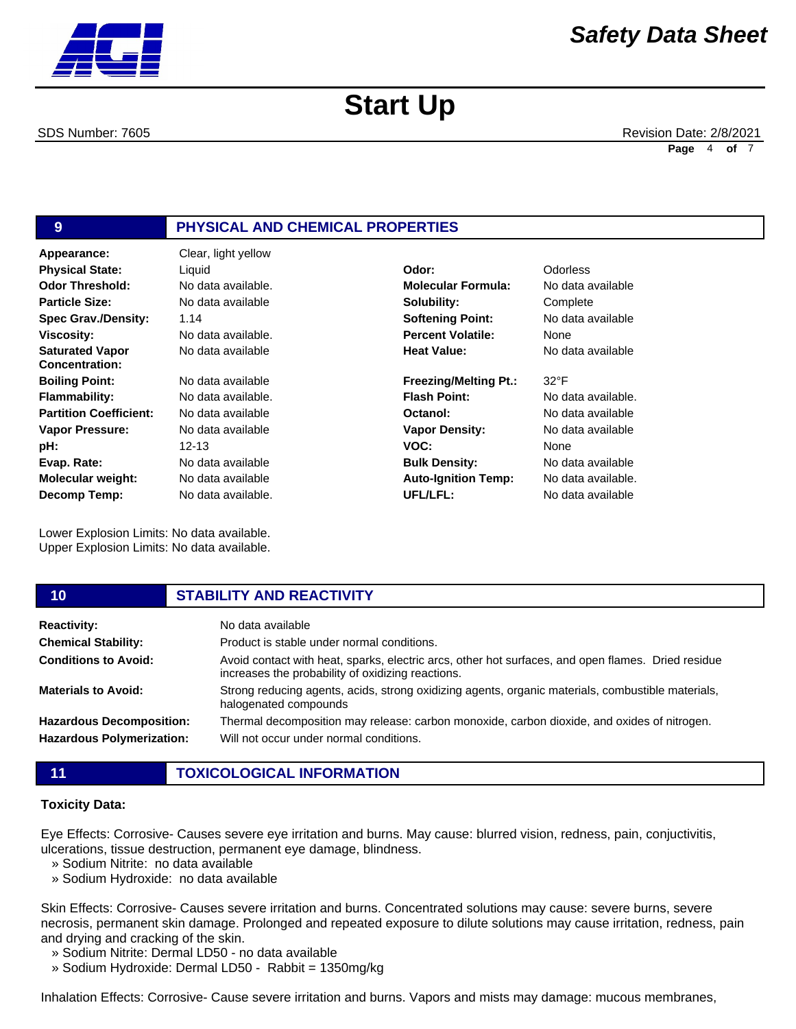## 9 PHYSICAL AND CHEMICAL PROPERTIES

| Property | Value | Property | Value |
|---|---|---|---|
| **Appearance:** | Clear, light yellow | | |
| **Physical State:** | Liquid | **Odor:** | Odorless |
| **Odor Threshold:** | No data available. | **Molecular Formula:** | No data available |
| **Particle Size:** | No data available | **Solubility:** | Complete |
| **Spec Grav./Density:** | 1.14 | **Softening Point:** | No data available |
| **Viscosity:** | No data available. | **Percent Volatile:** | None |
| **Saturated Vapor Concentration:** | No data available | **Heat Value:** | No data available |
| **Boiling Point:** | No data available | **Freezing/Melting Pt.:** | 32°F |
| **Flammability:** | No data available. | **Flash Point:** | No data available. |
| **Partition Coefficient:** | No data available | **Octanol:** | No data available |
| **Vapor Pressure:** | No data available | **Vapor Density:** | No data available |
| **pH:** | 12-13 | **VOC:** | None |
| **Evap. Rate:** | No data available | **Bulk Density:** | No data available |
| **Molecular weight:** | No data available | **Auto-Ignition Temp:** | No data available. |
| **Decomp Temp:** | No data available. | **UFL/LFL:** | No data available |

Lower Explosion Limits: No data available.
Upper Explosion Limits: No data available.

## 10 STABILITY AND REACTIVITY

**Reactivity:** No data available

**Chemical Stability:** Product is stable under normal conditions.

**Conditions to Avoid:** Avoid contact with heat, sparks, electric arcs, other hot surfaces, and open flames. Dried residue increases the probability of oxidizing reactions.

**Materials to Avoid:** Strong reducing agents, acids, strong oxidizing agents, organic materials, combustible materials, halogenated compounds

**Hazardous Decomposition:** Thermal decomposition may release: carbon monoxide, carbon dioxide, and oxides of nitrogen.

**Hazardous Polymerization:** Will not occur under normal conditions.

## 11 TOXICOLOGICAL INFORMATION

**Toxicity Data:**

Eye Effects: Corrosive- Causes severe eye irritation and burns. May cause: blurred vision, redness, pain, conjuctivitis, ulcerations, tissue destruction, permanent eye damage, blindness.
» Sodium Nitrite: no data available
» Sodium Hydroxide: no data available

Skin Effects: Corrosive- Causes severe irritation and burns. Concentrated solutions may cause: severe burns, severe necrosis, permanent skin damage. Prolonged and repeated exposure to dilute solutions may cause irritation, redness, pain and drying and cracking of the skin.
» Sodium Nitrite: Dermal LD50 - no data available
» Sodium Hydroxide: Dermal LD50 - Rabbit = 1350mg/kg

Inhalation Effects: Corrosive- Cause severe irritation and burns. Vapors and mists may damage: mucous membranes,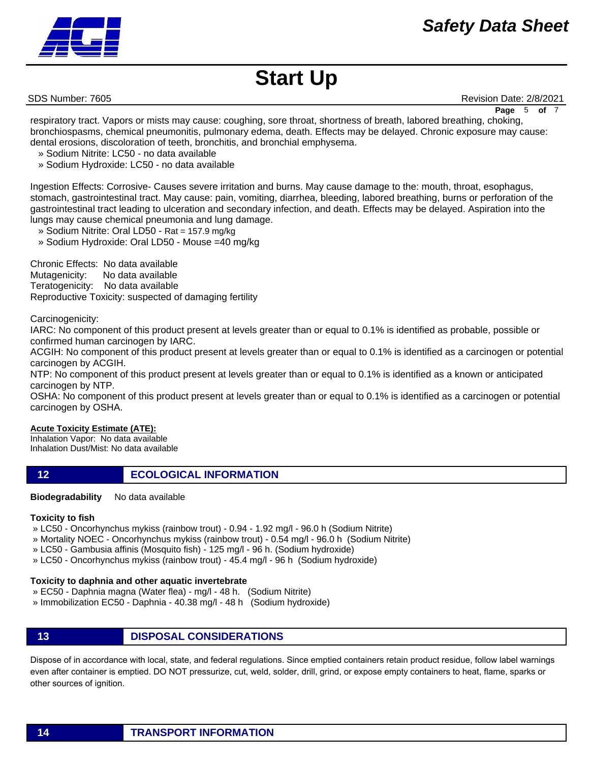respiratory tract. Vapors or mists may cause: coughing, sore throat, shortness of breath, labored breathing, choking, bronchiospasms, chemical pneumonitis, pulmonary edema, death. Effects may be delayed. Chronic exposure may cause: dental erosions, discoloration of teeth, bronchitis, and bronchial emphysema.

» Sodium Nitrite: LC50 - no data available
» Sodium Hydroxide: LC50 - no data available

Ingestion Effects: Corrosive- Causes severe irritation and burns. May cause damage to the: mouth, throat, esophagus, stomach, gastrointestinal tract. May cause: pain, vomiting, diarrhea, bleeding, labored breathing, burns or perforation of the gastrointestinal tract leading to ulceration and secondary infection, and death. Effects may be delayed. Aspiration into the lungs may cause chemical pneumonia and lung damage.

» Sodium Nitrite: Oral LD50 - Rat = 157.9 mg/kg
» Sodium Hydroxide: Oral LD50 - Mouse =40 mg/kg

Chronic Effects: No data available
Mutagenicity: No data available
Teratogenicity: No data available
Reproductive Toxicity: suspected of damaging fertility

Carcinogenicity:
IARC: No component of this product present at levels greater than or equal to 0.1% is identified as probable, possible or confirmed human carcinogen by IARC.
ACGIH: No component of this product present at levels greater than or equal to 0.1% is identified as a carcinogen or potential carcinogen by ACGIH.
NTP: No component of this product present at levels greater than or equal to 0.1% is identified as a known or anticipated carcinogen by NTP.
OSHA: No component of this product present at levels greater than or equal to 0.1% is identified as a carcinogen or potential carcinogen by OSHA.

**Acute Toxicity Estimate (ATE):**
Inhalation Vapor: No data available
Inhalation Dust/Mist: No data available

## 12 ECOLOGICAL INFORMATION

**Biodegradability** No data available

**Toxicity to fish**
» LC50 - Oncorhynchus mykiss (rainbow trout) - 0.94 - 1.92 mg/l - 96.0 h (Sodium Nitrite)
» Mortality NOEC - Oncorhynchus mykiss (rainbow trout) - 0.54 mg/l - 96.0 h (Sodium Nitrite)
» LC50 - Gambusia affinis (Mosquito fish) - 125 mg/l - 96 h. (Sodium hydroxide)
» LC50 - Oncorhynchus mykiss (rainbow trout) - 45.4 mg/l - 96 h (Sodium hydroxide)

**Toxicity to daphnia and other aquatic invertebrate**
» EC50 - Daphnia magna (Water flea) - mg/l - 48 h. (Sodium Nitrite)
» Immobilization EC50 - Daphnia - 40.38 mg/l - 48 h (Sodium hydroxide)

## 13 DISPOSAL CONSIDERATIONS

Dispose of in accordance with local, state, and federal regulations. Since emptied containers retain product residue, follow label warnings even after container is emptied. DO NOT pressurize, cut, weld, solder, drill, grind, or expose empty containers to heat, flame, sparks or other sources of ignition.

## 14 TRANSPORT INFORMATION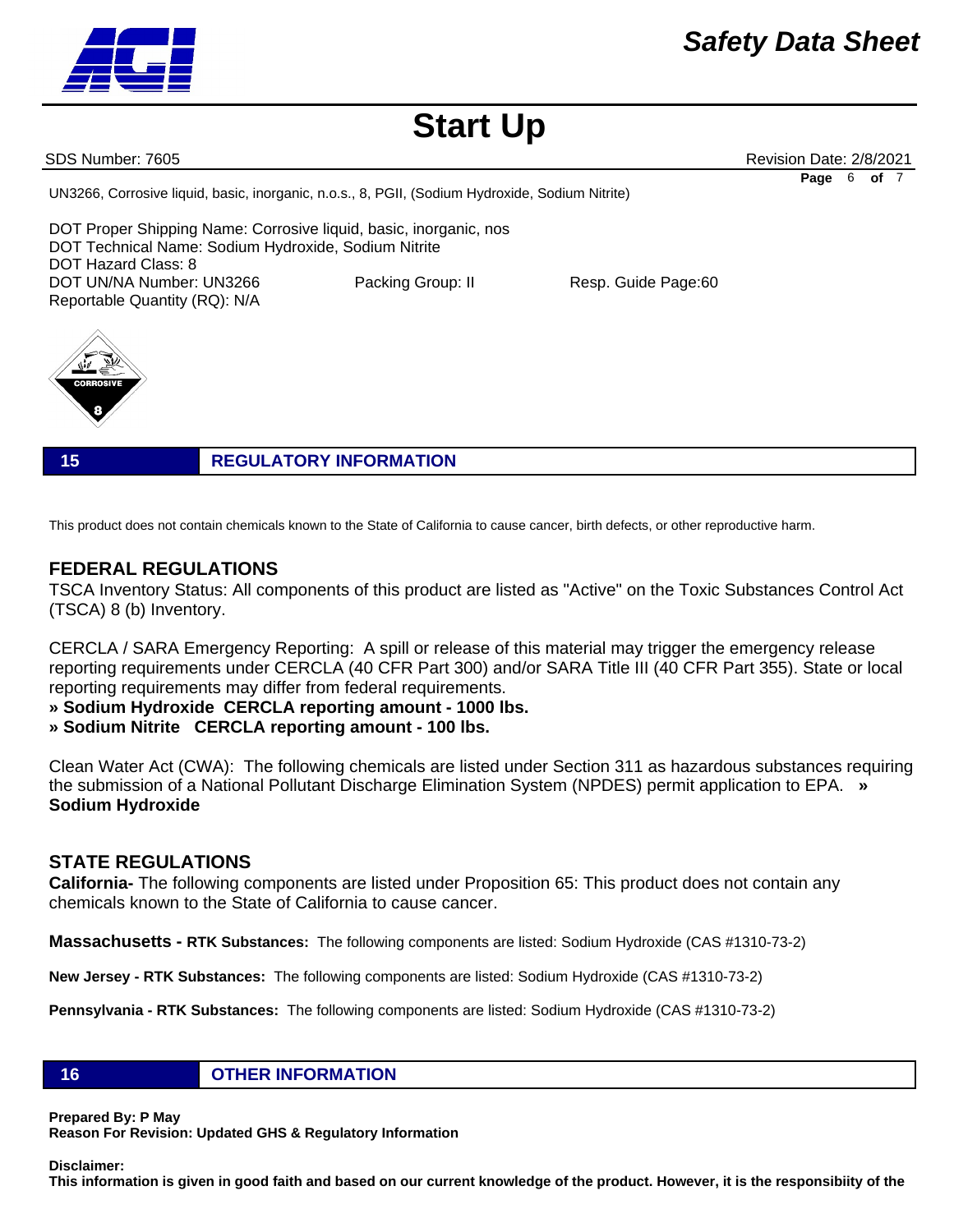UN3266, Corrosive liquid, basic, inorganic, n.o.s., 8, PGII, (Sodium Hydroxide, Sodium Nitrite)

DOT Proper Shipping Name: Corrosive liquid, basic, inorganic, nos
DOT Technical Name: Sodium Hydroxide, Sodium Nitrite
DOT Hazard Class: 8
DOT UN/NA Number: UN3266 Packing Group: II Resp. Guide Page:60
Reportable Quantity (RQ): N/A

CORROSIVE 8

## 15 REGULATORY INFORMATION

This product does not contain chemicals known to the State of California to cause cancer, birth defects, or other reproductive harm.

### FEDERAL REGULATIONS

TSCA Inventory Status: All components of this product are listed as "Active" on the Toxic Substances Control Act (TSCA) 8 (b) Inventory.

CERCLA / SARA Emergency Reporting: A spill or release of this material may trigger the emergency release reporting requirements under CERCLA (40 CFR Part 300) and/or SARA Title III (40 CFR Part 355). State or local reporting requirements may differ from federal requirements.
**» Sodium Hydroxide CERCLA reporting amount - 1000 lbs.**
**» Sodium Nitrite CERCLA reporting amount - 100 lbs.**

Clean Water Act (CWA): The following chemicals are listed under Section 311 as hazardous substances requiring the submission of a National Pollutant Discharge Elimination System (NPDES) permit application to EPA. **» Sodium Hydroxide**

### STATE REGULATIONS

**California-** The following components are listed under Proposition 65: This product does not contain any chemicals known to the State of California to cause cancer.

**Massachusetts - RTK Substances:** The following components are listed: Sodium Hydroxide (CAS #1310-73-2)

**New Jersey - RTK Substances:** The following components are listed: Sodium Hydroxide (CAS #1310-73-2)

**Pennsylvania - RTK Substances:** The following components are listed: Sodium Hydroxide (CAS #1310-73-2)

## 16 OTHER INFORMATION

**Prepared By: P May**
**Reason For Revision: Updated GHS & Regulatory Information**

**Disclaimer:**
**This information is given in good faith and based on our current knowledge of the product. However, it is the responsibiity of the**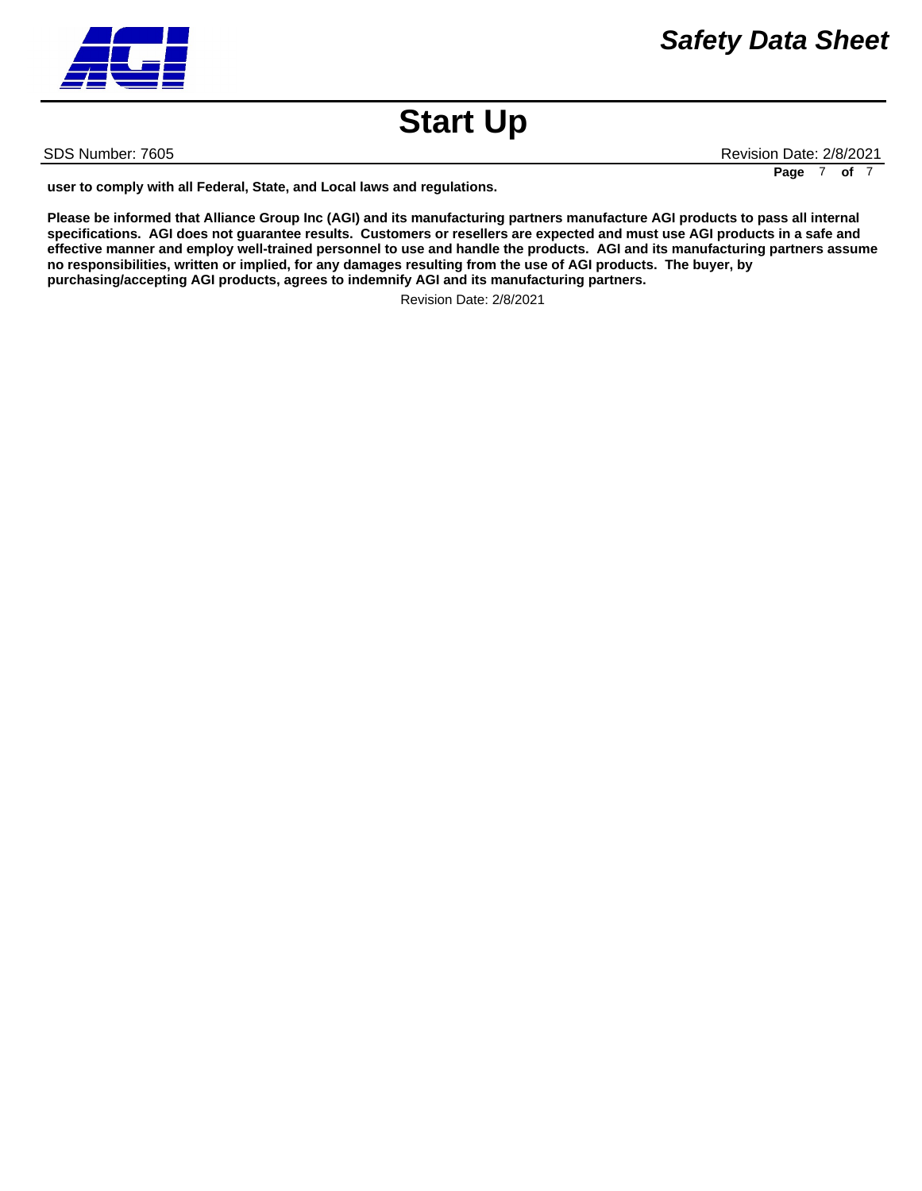**user to comply with all Federal, State, and Local laws and regulations.**

**Please be informed that Alliance Group Inc (AGI) and its manufacturing partners manufacture AGI products to pass all internal specifications. AGI does not guarantee results. Customers or resellers are expected and must use AGI products in a safe and effective manner and employ well-trained personnel to use and handle the products. AGI and its manufacturing partners assume no responsibilities, written or implied, for any damages resulting from the use of AGI products. The buyer, by purchasing/accepting AGI products, agrees to indemnify AGI and its manufacturing partners.**

Revision Date: 2/8/2021